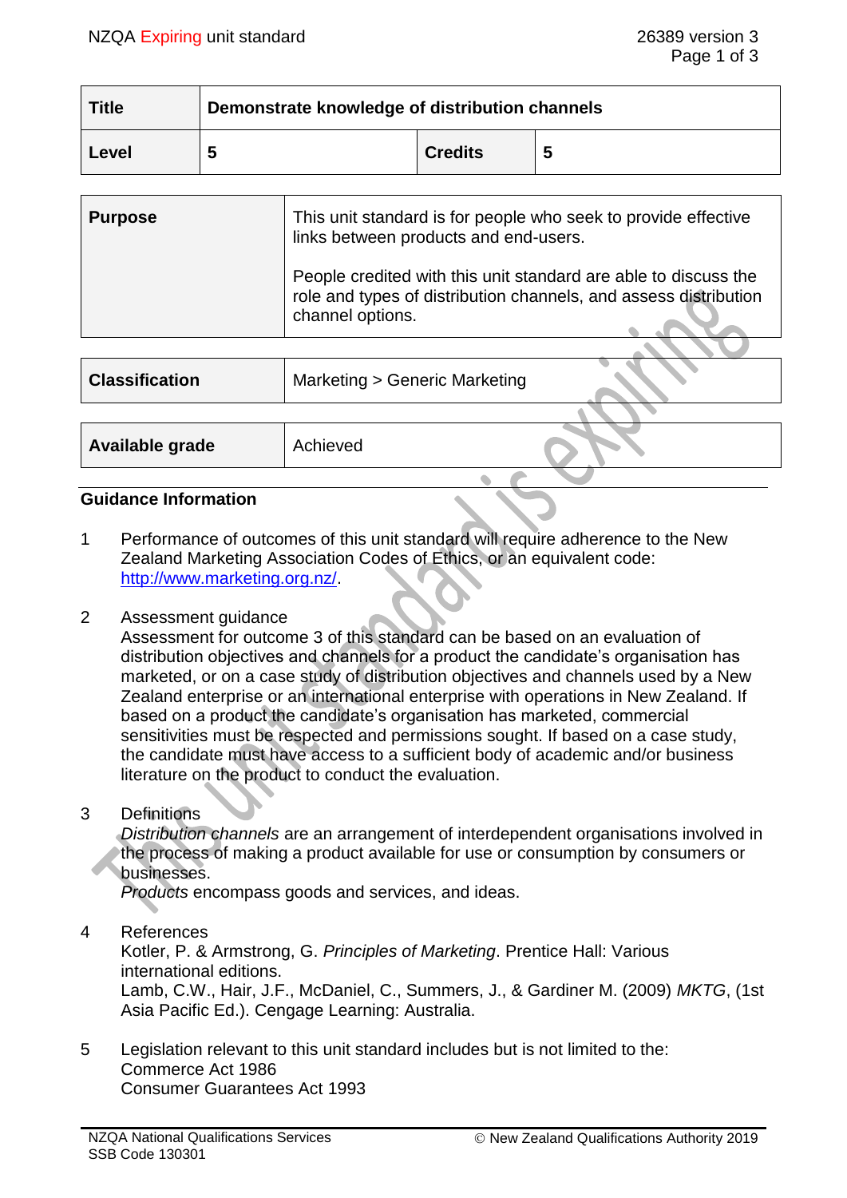| Title | Demonstrate knowledge of distribution channels | | |
|---|---|---|---|
| Level | 5 | Credits | 5 |

| Purpose | This unit standard is for people who seek to provide effective links between products and end-users.<br><br>People credited with this unit standard are able to discuss the role and types of distribution channels, and assess distribution channel options. |
|---|---|

| Classification | Marketing > Generic Marketing |
|---|---|

| Available grade | Achieved |
|---|---|

## Guidance Information

1. Performance of outcomes of this unit standard will require adherence to the New Zealand Marketing Association Codes of Ethics, or an equivalent code: http://www.marketing.org.nz/.

2. Assessment guidance
   Assessment for outcome 3 of this standard can be based on an evaluation of distribution objectives and channels for a product the candidate's organisation has marketed, or on a case study of distribution objectives and channels used by a New Zealand enterprise or an international enterprise with operations in New Zealand. If based on a product the candidate's organisation has marketed, commercial sensitivities must be respected and permissions sought. If based on a case study, the candidate must have access to a sufficient body of academic and/or business literature on the product to conduct the evaluation.

3. Definitions
   *Distribution channels* are an arrangement of interdependent organisations involved in the process of making a product available for use or consumption by consumers or businesses.
   *Products* encompass goods and services, and ideas.

4. References
   Kotler, P. & Armstrong, G. *Principles of Marketing*. Prentice Hall: Various international editions.
   Lamb, C.W., Hair, J.F., McDaniel, C., Summers, J., & Gardiner M. (2009) *MKTG*, (1st Asia Pacific Ed.). Cengage Learning: Australia.

5. Legislation relevant to this unit standard includes but is not limited to the:
   Commerce Act 1986
   Consumer Guarantees Act 1993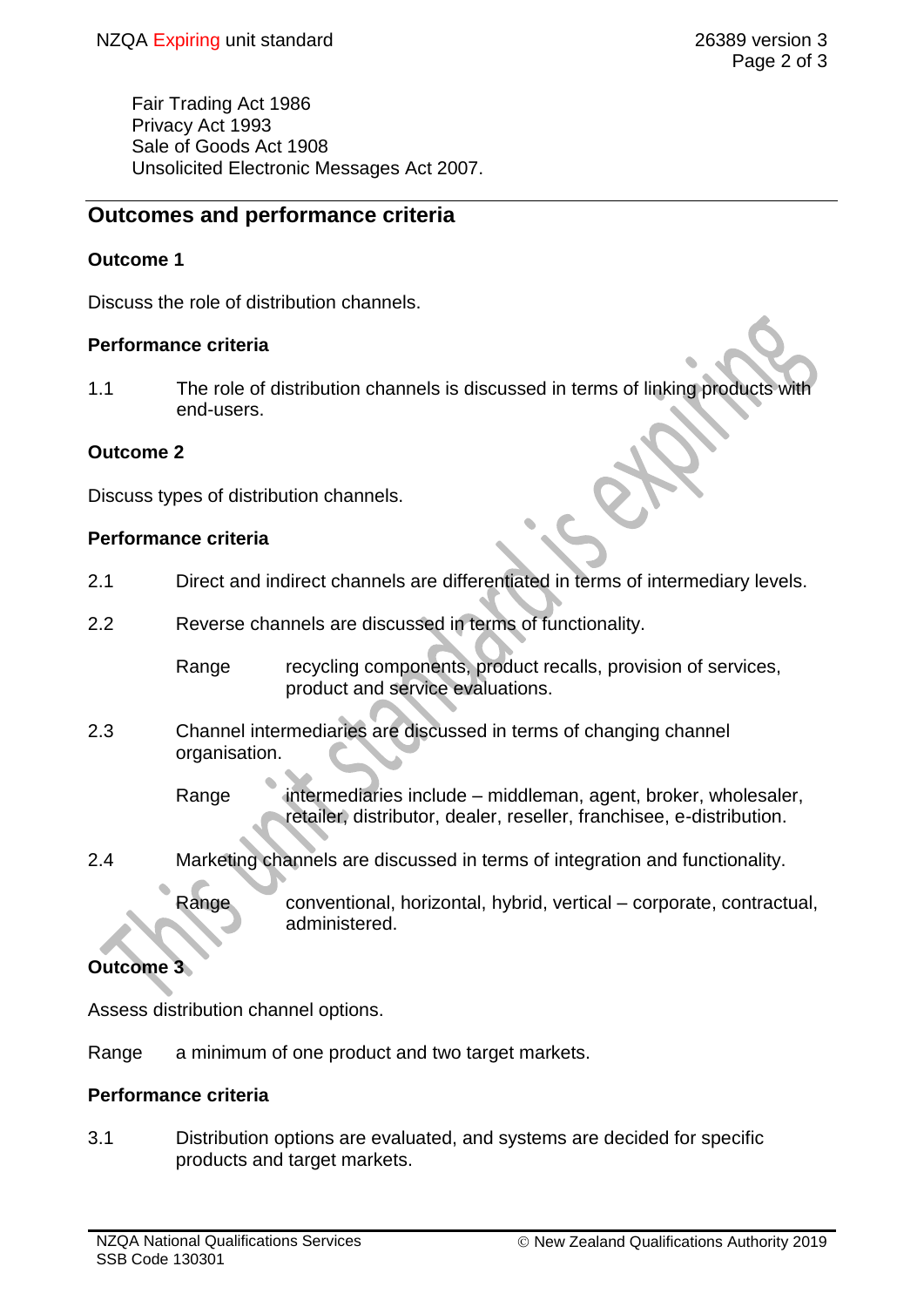Fair Trading Act 1986
Privacy Act 1993
Sale of Goods Act 1908
Unsolicited Electronic Messages Act 2007.

## Outcomes and performance criteria

### Outcome 1

Discuss the role of distribution channels.

#### Performance criteria

1.1 The role of distribution channels is discussed in terms of linking products with end-users.

### Outcome 2

Discuss types of distribution channels.

#### Performance criteria

2.1 Direct and indirect channels are differentiated in terms of intermediary levels.

2.2 Reverse channels are discussed in terms of functionality.

Range recycling components, product recalls, provision of services, product and service evaluations.

2.3 Channel intermediaries are discussed in terms of changing channel organisation.

Range intermediaries include – middleman, agent, broker, wholesaler, retailer, distributor, dealer, reseller, franchisee, e-distribution.

2.4 Marketing channels are discussed in terms of integration and functionality.

Range conventional, horizontal, hybrid, vertical – corporate, contractual, administered.

### Outcome 3

Assess distribution channel options.

Range a minimum of one product and two target markets.

#### Performance criteria

3.1 Distribution options are evaluated, and systems are decided for specific products and target markets.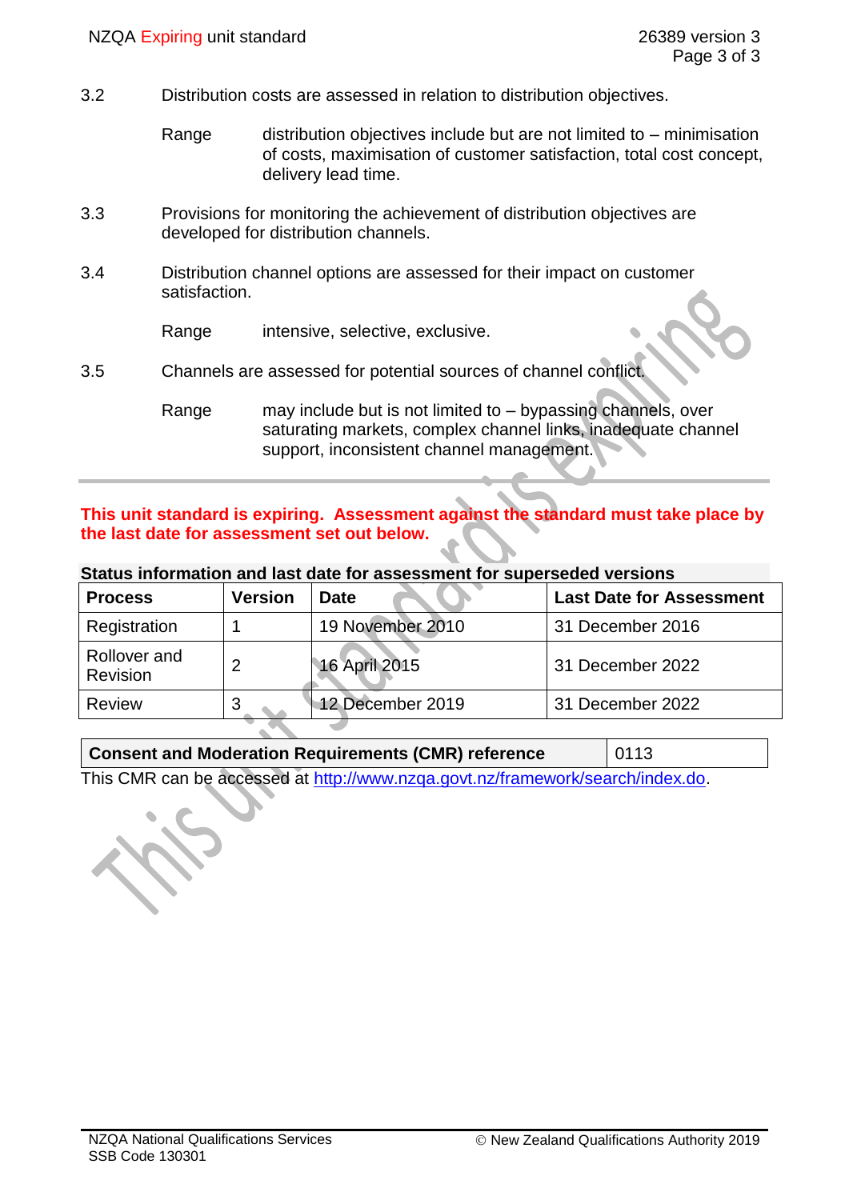3.2 Distribution costs are assessed in relation to distribution objectives.

Range distribution objectives include but are not limited to – minimisation of costs, maximisation of customer satisfaction, total cost concept, delivery lead time.

3.3 Provisions for monitoring the achievement of distribution objectives are developed for distribution channels.

3.4 Distribution channel options are assessed for their impact on customer satisfaction.

Range intensive, selective, exclusive.

3.5 Channels are assessed for potential sources of channel conflict.

Range may include but is not limited to – bypassing channels, over saturating markets, complex channel links, inadequate channel support, inconsistent channel management.

---

**This unit standard is expiring. Assessment against the standard must take place by the last date for assessment set out below.**

**Status information and last date for assessment for superseded versions**

| **Process** | **Version** | **Date** | **Last Date for Assessment** |
|---|---|---|---|
| Registration | 1 | 19 November 2010 | 31 December 2016 |
| Rollover and Revision | 2 | 16 April 2015 | 31 December 2022 |
| Review | 3 | 12 December 2019 | 31 December 2022 |

| **Consent and Moderation Requirements (CMR) reference** | 0113 |
|---|---|

This CMR can be accessed at http://www.nzqa.govt.nz/framework/search/index.do.